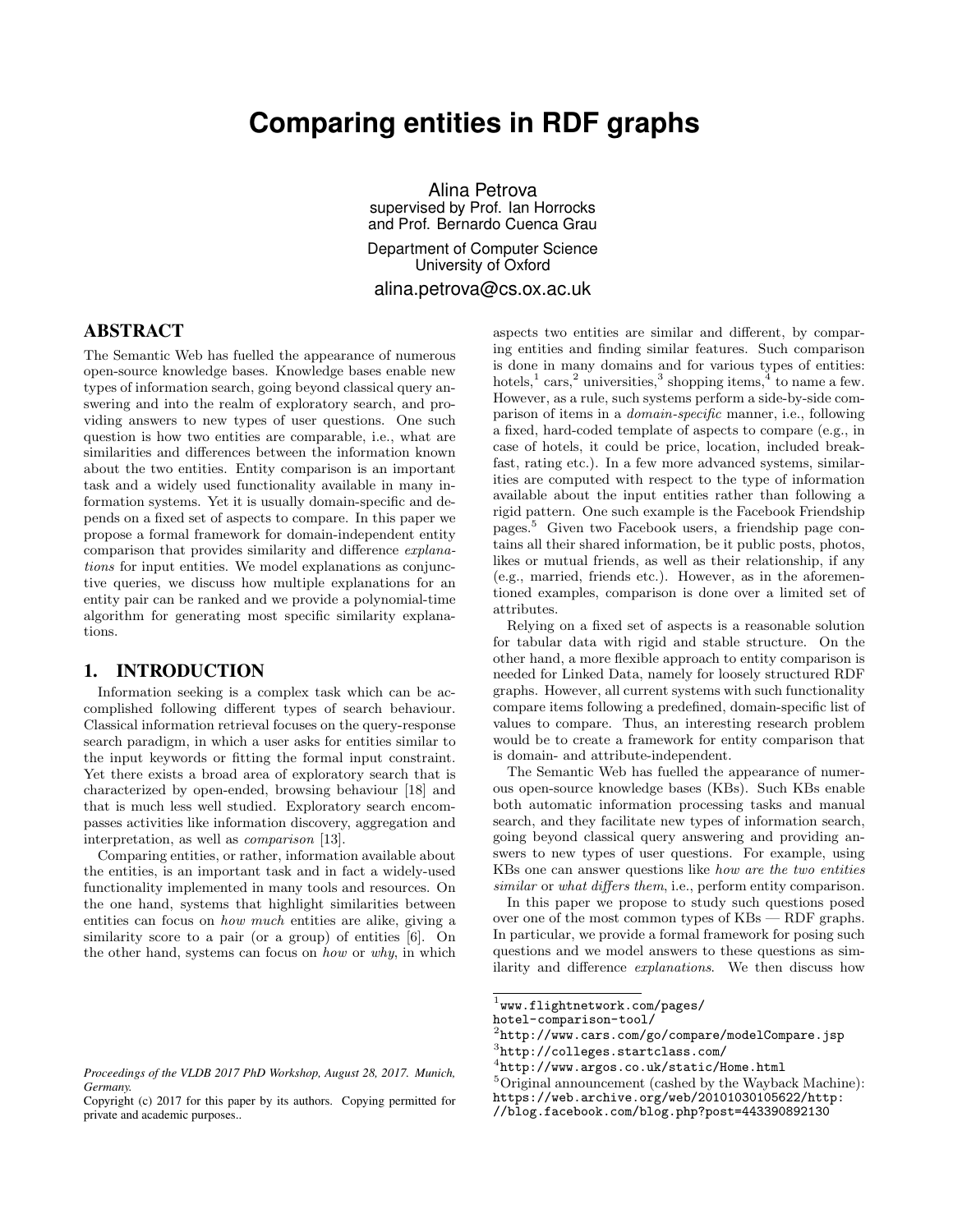# Comparing entities in RDF graphs

Alina Petrova
supervised by Prof. Ian Horrocks
and Prof. Bernardo Cuenca Grau

Department of Computer Science
University of Oxford

alina.petrova@cs.ox.ac.uk

## ABSTRACT

The Semantic Web has fuelled the appearance of numerous open-source knowledge bases. Knowledge bases enable new types of information search, going beyond classical query answering and into the realm of exploratory search, and providing answers to new types of user questions. One such question is how two entities are comparable, i.e., what are similarities and differences between the information known about the two entities. Entity comparison is an important task and a widely used functionality available in many information systems. Yet it is usually domain-specific and depends on a fixed set of aspects to compare. In this paper we propose a formal framework for domain-independent entity comparison that provides similarity and difference *explanations* for input entities. We model explanations as conjunctive queries, we discuss how multiple explanations for an entity pair can be ranked and we provide a polynomial-time algorithm for generating most specific similarity explanations.

## 1. INTRODUCTION

Information seeking is a complex task which can be accomplished following different types of search behaviour. Classical information retrieval focuses on the query-response search paradigm, in which a user asks for entities similar to the input keywords or fitting the formal input constraint. Yet there exists a broad area of exploratory search that is characterized by open-ended, browsing behaviour [18] and that is much less well studied. Exploratory search encompasses activities like information discovery, aggregation and interpretation, as well as *comparison* [13].

Comparing entities, or rather, information available about the entities, is an important task and in fact a widely-used functionality implemented in many tools and resources. On the one hand, systems that highlight similarities between entities can focus on *how much* entities are alike, giving a similarity score to a pair (or a group) of entities [6]. On the other hand, systems can focus on *how* or *why*, in which aspects two entities are similar and different, by comparing entities and finding similar features. Such comparison is done in many domains and for various types of entities: hotels,[1] cars,[2] universities,[3] shopping items,[4] to name a few. However, as a rule, such systems perform a side-by-side comparison of items in a *domain-specific* manner, i.e., following a fixed, hard-coded template of aspects to compare (e.g., in case of hotels, it could be price, location, included breakfast, rating etc.). In a few more advanced systems, similarities are computed with respect to the type of information available about the input entities rather than following a rigid pattern. One such example is the Facebook Friendship pages.[5] Given two Facebook users, a friendship page contains all their shared information, be it public posts, photos, likes or mutual friends, as well as their relationship, if any (e.g., married, friends etc.). However, as in the aforementioned examples, comparison is done over a limited set of attributes.

Relying on a fixed set of aspects is a reasonable solution for tabular data with rigid and stable structure. On the other hand, a more flexible approach to entity comparison is needed for Linked Data, namely for loosely structured RDF graphs. However, all current systems with such functionality compare items following a predefined, domain-specific list of values to compare. Thus, an interesting research problem would be to create a framework for entity comparison that is domain- and attribute-independent.

The Semantic Web has fuelled the appearance of numerous open-source knowledge bases (KBs). Such KBs enable both automatic information processing tasks and manual search, and they facilitate new types of information search, going beyond classical query answering and providing answers to new types of user questions. For example, using KBs one can answer questions like *how are the two entities similar* or *what differs them*, i.e., perform entity comparison.

In this paper we propose to study such questions posed over one of the most common types of KBs — RDF graphs. In particular, we provide a formal framework for posing such questions and we model answers to these questions as similarity and difference *explanations*. We then discuss how

[1] www.flightnetwork.com/pages/hotel-comparison-tool/

[2] http://www.cars.com/go/compare/modelCompare.jsp

[3] http://colleges.startclass.com/

[4] http://www.argos.co.uk/static/Home.html

[5] Original announcement (cashed by the Wayback Machine): https://web.archive.org/web/20101030105622/http://blog.facebook.com/blog.php?post=443390892130

*Proceedings of the VLDB 2017 PhD Workshop, August 28, 2017. Munich, Germany.*
Copyright (c) 2017 for this paper by its authors. Copying permitted for private and academic purposes..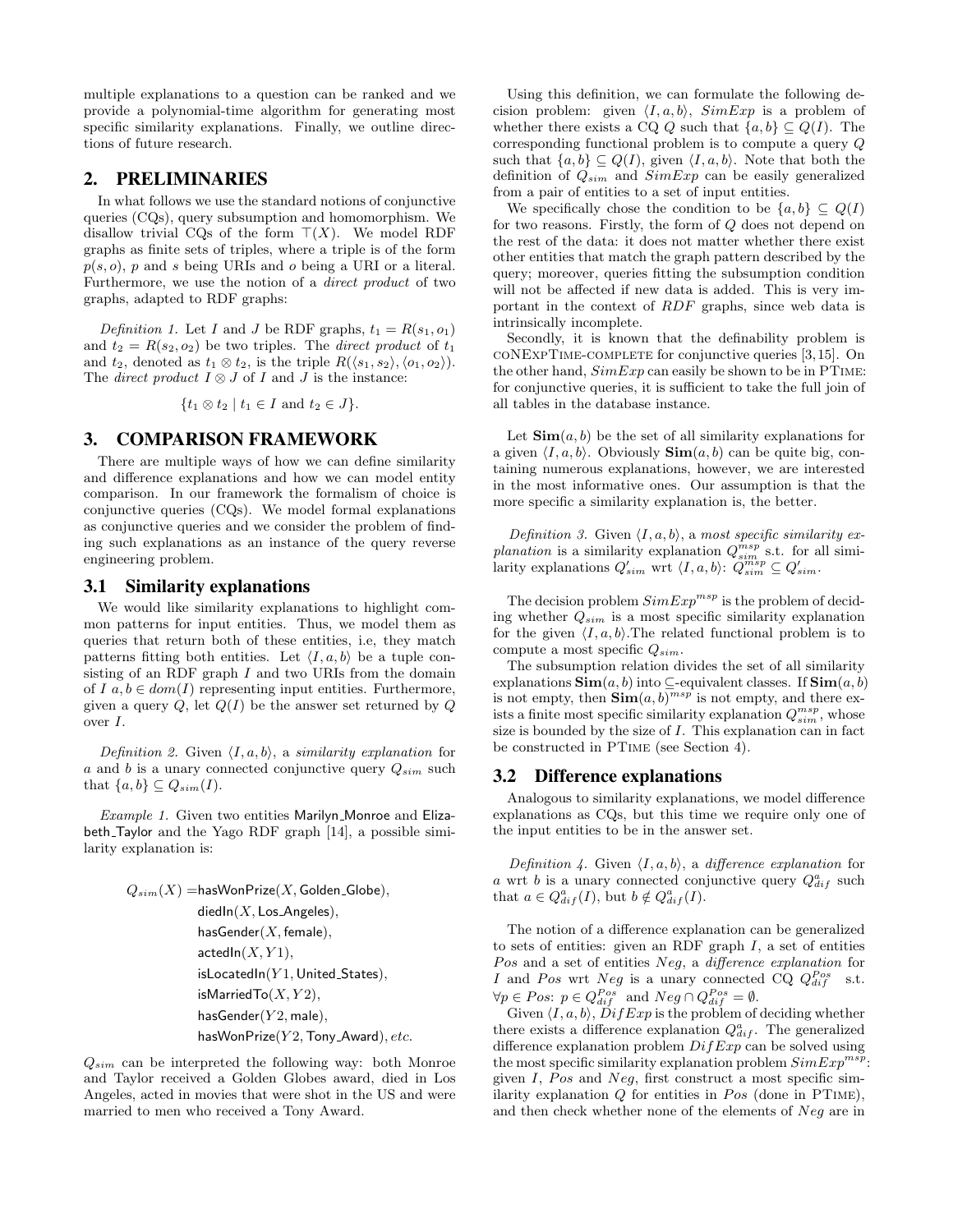multiple explanations to a question can be ranked and we provide a polynomial-time algorithm for generating most specific similarity explanations. Finally, we outline directions of future research.

## 2. PRELIMINARIES

In what follows we use the standard notions of conjunctive queries (CQs), query subsumption and homomorphism. We disallow trivial CQs of the form $\top(X)$. We model RDF graphs as finite sets of triples, where a triple is of the form $p(s, o)$, $p$ and $s$ being URIs and $o$ being a URI or a literal. Furthermore, we use the notion of a *direct product* of two graphs, adapted to RDF graphs:

*Definition 1.* Let $I$ and $J$ be RDF graphs, $t_1 = R(s_1, o_1)$ and $t_2 = R(s_2, o_2)$ be two triples. The *direct product* of $t_1$ and $t_2$, denoted as $t_1 \otimes t_2$, is the triple $R(\langle s_1, s_2\rangle, \langle o_1, o_2\rangle)$. The *direct product* $I \otimes J$ of $I$ and $J$ is the instance:

$$\{t_1 \otimes t_2 \mid t_1 \in I \text{ and } t_2 \in J\}.$$

## 3. COMPARISON FRAMEWORK

There are multiple ways of how we can define similarity and difference explanations and how we can model entity comparison. In our framework the formalism of choice is conjunctive queries (CQs). We model formal explanations as conjunctive queries and we consider the problem of finding such explanations as an instance of the query reverse engineering problem.

### 3.1 Similarity explanations

We would like similarity explanations to highlight common patterns for input entities. Thus, we model them as queries that return both of these entities, i.e, they match patterns fitting both entities. Let $\langle I, a, b\rangle$ be a tuple consisting of an RDF graph $I$ and two URIs from the domain of $I$ $a, b \in dom(I)$ representing input entities. Furthermore, given a query $Q$, let $Q(I)$ be the answer set returned by $Q$ over $I$.

*Definition 2.* Given $\langle I, a, b\rangle$, a *similarity explanation* for $a$ and $b$ is a unary connected conjunctive query $Q_{sim}$ such that $\{a, b\} \subseteq Q_{sim}(I)$.

*Example 1.* Given two entities Marilyn_Monroe and Elizabeth_Taylor and the Yago RDF graph [14], a possible similarity explanation is:

$$\begin{aligned}
Q_{sim}(X) = &\,\mathsf{hasWonPrize}(X, \mathsf{Golden\_Globe}),\\
&\mathsf{diedIn}(X, \mathsf{Los\_Angeles}),\\
&\mathsf{hasGender}(X, \mathsf{female}),\\
&\mathsf{actedIn}(X, Y1),\\
&\mathsf{isLocatedIn}(Y1, \mathsf{United\_States}),\\
&\mathsf{isMarriedTo}(X, Y2),\\
&\mathsf{hasGender}(Y2, \mathsf{male}),\\
&\mathsf{hasWonPrize}(Y2, \mathsf{Tony\_Award}), etc.
\end{aligned}$$

$Q_{sim}$ can be interpreted the following way: both Monroe and Taylor received a Golden Globes award, died in Los Angeles, acted in movies that were shot in the US and were married to men who received a Tony Award.

Using this definition, we can formulate the following decision problem: given $\langle I, a, b\rangle$, $SimExp$ is a problem of whether there exists a CQ $Q$ such that $\{a, b\} \subseteq Q(I)$. The corresponding functional problem is to compute a query $Q$ such that $\{a, b\} \subseteq Q(I)$, given $\langle I, a, b\rangle$. Note that both the definition of $Q_{sim}$ and $SimExp$ can be easily generalized from a pair of entities to a set of input entities.

We specifically chose the condition to be $\{a, b\} \subseteq Q(I)$ for two reasons. Firstly, the form of $Q$ does not depend on the rest of the data: it does not matter whether there exist other entities that match the graph pattern described by the query; moreover, queries fitting the subsumption condition will not be affected if new data is added. This is very important in the context of $RDF$ graphs, since web data is intrinsically incomplete.

Secondly, it is known that the definability problem is coNExpTime-complete for conjunctive queries [3,15]. On the other hand, $SimExp$ can easily be shown to be in PTime: for conjunctive queries, it is sufficient to take the full join of all tables in the database instance.

Let $\mathbf{Sim}(a, b)$ be the set of all similarity explanations for a given $\langle I, a, b\rangle$. Obviously $\mathbf{Sim}(a, b)$ can be quite big, containing numerous explanations, however, we are interested in the most informative ones. Our assumption is that the more specific a similarity explanation is, the better.

*Definition 3.* Given $\langle I, a, b\rangle$, a *most specific similarity explanation* is a similarity explanation $Q^{msp}_{sim}$ s.t. for all similarity explanations $Q'_{sim}$ wrt $\langle I, a, b\rangle$: $Q^{msp}_{sim} \subseteq Q'_{sim}$.

The decision problem $SimExp^{msp}$ is the problem of deciding whether $Q_{sim}$ is a most specific similarity explanation for the given $\langle I, a, b\rangle$.The related functional problem is to compute a most specific $Q_{sim}$.

The subsumption relation divides the set of all similarity explanations $\mathbf{Sim}(a, b)$ into $\subseteq$-equivalent classes. If $\mathbf{Sim}(a, b)$ is not empty, then $\mathbf{Sim}(a, b)^{msp}$ is not empty, and there exists a finite most specific similarity explanation $Q^{msp}_{sim}$, whose size is bounded by the size of $I$. This explanation can in fact be constructed in PTime (see Section 4).

### 3.2 Difference explanations

Analogous to similarity explanations, we model difference explanations as CQs, but this time we require only one of the input entities to be in the answer set.

*Definition 4.* Given $\langle I, a, b\rangle$, a *difference explanation* for $a$ wrt $b$ is a unary connected conjunctive query $Q^a_{dif}$ such that $a \in Q^a_{dif}(I)$, but $b \notin Q^a_{dif}(I)$.

The notion of a difference explanation can be generalized to sets of entities: given an RDF graph $I$, a set of entities $Pos$ and a set of entities $Neg$, a *difference explanation* for $I$ and $Pos$ wrt $Neg$ is a unary connected CQ $Q^{Pos}_{dif}$ s.t. $\forall p \in Pos$: $p \in Q^{Pos}_{dif}$ and $Neg \cap Q^{Pos}_{dif} = \emptyset$.

Given $\langle I, a, b\rangle$, $DifExp$ is the problem of deciding whether there exists a difference explanation $Q^a_{dif}$. The generalized difference explanation problem $DifExp$ can be solved using the most specific similarity explanation problem $SimExp^{msp}$: given $I$, $Pos$ and $Neg$, first construct a most specific similarity explanation $Q$ for entities in $Pos$ (done in PTime), and then check whether none of the elements of $Neg$ are in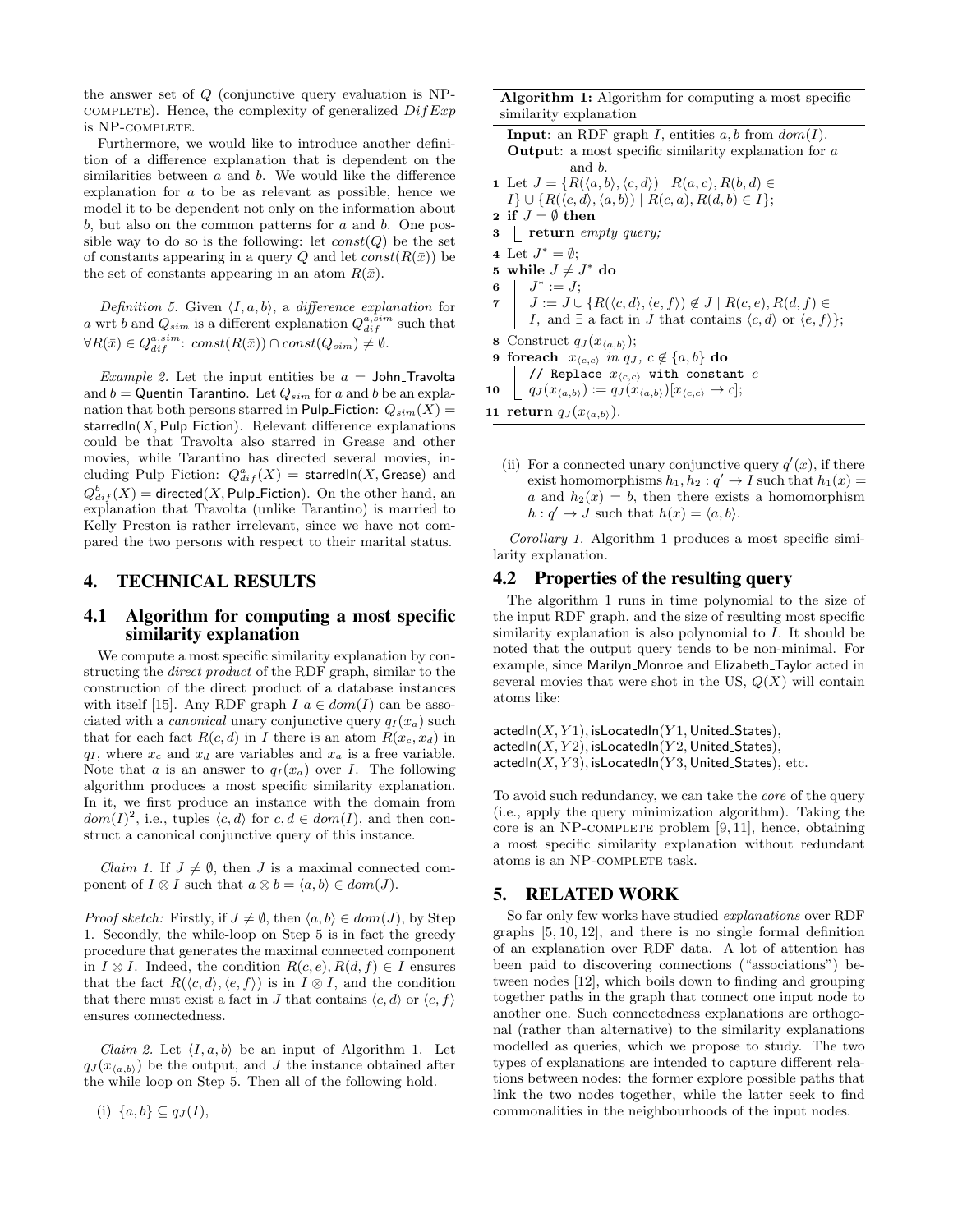the answer set of $Q$ (conjunctive query evaluation is NP-COMPLETE). Hence, the complexity of generalized $DifExp$ is NP-COMPLETE.

Furthermore, we would like to introduce another definition of a difference explanation that is dependent on the similarities between $a$ and $b$. We would like the difference explanation for $a$ to be as relevant as possible, hence we model it to be dependent not only on the information about $b$, but also on the common patterns for $a$ and $b$. One possible way to do so is the following: let $const(Q)$ be the set of constants appearing in a query $Q$ and let $const(R(\bar{x}))$ be the set of constants appearing in an atom $R(\bar{x})$.

*Definition 5.* Given $\langle I, a, b\rangle$, a *difference explanation* for $a$ wrt $b$ and $Q_{sim}$ is a different explanation $Q^{a,sim}_{dif}$ such that $\forall R(\bar{x}) \in Q^{a,sim}_{dif}$: $const(R(\bar{x})) \cap const(Q_{sim}) \neq \emptyset$.

*Example 2.* Let the input entities be $a$ = John_Travolta and $b$ = Quentin_Tarantino. Let $Q_{sim}$ for $a$ and $b$ be an explanation that both persons starred in Pulp_Fiction: $Q_{sim}(X) =$ starredIn($X$, Pulp_Fiction). Relevant difference explanations could be that Travolta also starred in Grease and other movies, while Tarantino has directed several movies, including Pulp Fiction: $Q^a_{dif}(X) =$ starredIn($X$, Grease) and $Q^b_{dif}(X) =$ directed($X$, Pulp_Fiction). On the other hand, an explanation that Travolta (unlike Tarantino) is married to Kelly Preston is rather irrelevant, since we have not compared the two persons with respect to their marital status.

## 4. TECHNICAL RESULTS

### 4.1 Algorithm for computing a most specific similarity explanation

We compute a most specific similarity explanation by constructing the *direct product* of the RDF graph, similar to the construction of the direct product of a database instances with itself [15]. Any RDF graph $I$ $a \in dom(I)$ can be associated with a *canonical* unary conjunctive query $q_I(x_a)$ such that for each fact $R(c, d)$ in $I$ there is an atom $R(x_c, x_d)$ in $q_I$, where $x_c$ and $x_d$ are variables and $x_a$ is a free variable. Note that $a$ is an answer to $q_I(x_a)$ over $I$. The following algorithm produces a most specific similarity explanation. In it, we first produce an instance with the domain from $dom(I)^2$, i.e., tuples $\langle c, d\rangle$ for $c, d \in dom(I)$, and then construct a canonical conjunctive query of this instance.

*Claim 1.* If $J \neq \emptyset$, then $J$ is a maximal connected component of $I \otimes I$ such that $a \otimes b = \langle a, b\rangle \in dom(J)$.

*Proof sketch:* Firstly, if $J \neq \emptyset$, then $\langle a, b\rangle \in dom(J)$, by Step 1. Secondly, the while-loop on Step 5 is in fact the greedy procedure that generates the maximal connected component in $I \otimes I$. Indeed, the condition $R(c, e), R(d, f) \in I$ ensures that the fact $R(\langle c, d\rangle, \langle e, f\rangle)$ is in $I \otimes I$, and the condition that there must exist a fact in $J$ that contains $\langle c, d\rangle$ or $\langle e, f\rangle$ ensures connectedness.

*Claim 2.* Let $\langle I, a, b\rangle$ be an input of Algorithm 1. Let $q_J(x_{\langle a,b\rangle})$ be the output, and $J$ the instance obtained after the while loop on Step 5. Then all of the following hold.

(i) $\{a, b\} \subseteq q_J(I)$,

(ii) For a connected unary conjunctive query $q'(x)$, if there exist homomorphisms $h_1, h_2 : q' \to I$ such that $h_1(x) = a$ and $h_2(x) = b$, then there exists a homomorphism $h : q' \to J$ such that $h(x) = \langle a, b\rangle$.

**Algorithm 1:** Algorithm for computing a most specific similarity explanation

```
Input: an RDF graph I, entities a, b from dom(I).
Output: a most specific similarity explanation for a and b.
1  Let J = {R(⟨a,b⟩, ⟨c,d⟩) | R(a,c), R(b,d) ∈ I} ∪ {R(⟨c,d⟩, ⟨a,b⟩) | R(c,a), R(d,b) ∈ I};
2  if J = ∅ then
3      return empty query;
4  Let J* = ∅;
5  while J ≠ J* do
6      J* := J;
7      J := J ∪ {R(⟨c,d⟩, ⟨e,f⟩) ∉ J | R(c,e), R(d,f) ∈ I, and ∃ a fact in J that contains ⟨c,d⟩ or ⟨e,f⟩};
8  Construct q_J(x_⟨a,b⟩);
9  foreach x_⟨c,c⟩ in q_J, c ∉ {a,b} do
       // Replace x_⟨c,c⟩ with constant c
10     q_J(x_⟨a,b⟩) := q_J(x_⟨a,b⟩)[x_⟨c,c⟩ → c];
11 return q_J(x_⟨a,b⟩).
```

*Corollary 1.* Algorithm 1 produces a most specific similarity explanation.

### 4.2 Properties of the resulting query

The algorithm 1 runs in time polynomial to the size of the input RDF graph, and the size of resulting most specific similarity explanation is also polynomial to $I$. It should be noted that the output query tends to be non-minimal. For example, since Marilyn_Monroe and Elizabeth_Taylor acted in several movies that were shot in the US, $Q(X)$ will contain atoms like:

actedIn($X, Y1$), isLocatedIn($Y1$, United_States),
actedIn($X, Y2$), isLocatedIn($Y2$, United_States),
actedIn($X, Y3$), isLocatedIn($Y3$, United_States), etc.

To avoid such redundancy, we can take the *core* of the query (i.e., apply the query minimization algorithm). Taking the core is an NP-COMPLETE problem [9, 11], hence, obtaining a most specific similarity explanation without redundant atoms is an NP-COMPLETE task.

## 5. RELATED WORK

So far only few works have studied *explanations* over RDF graphs [5, 10, 12], and there is no single formal definition of an explanation over RDF data. A lot of attention has been paid to discovering connections ("associations") between nodes [12], which boils down to finding and grouping together paths in the graph that connect one input node to another one. Such connectedness explanations are orthogonal (rather than alternative) to the similarity explanations modelled as queries, which we propose to study. The two types of explanations are intended to capture different relations between nodes: the former explore possible paths that link the two nodes together, while the latter seek to find commonalities in the neighbourhoods of the input nodes.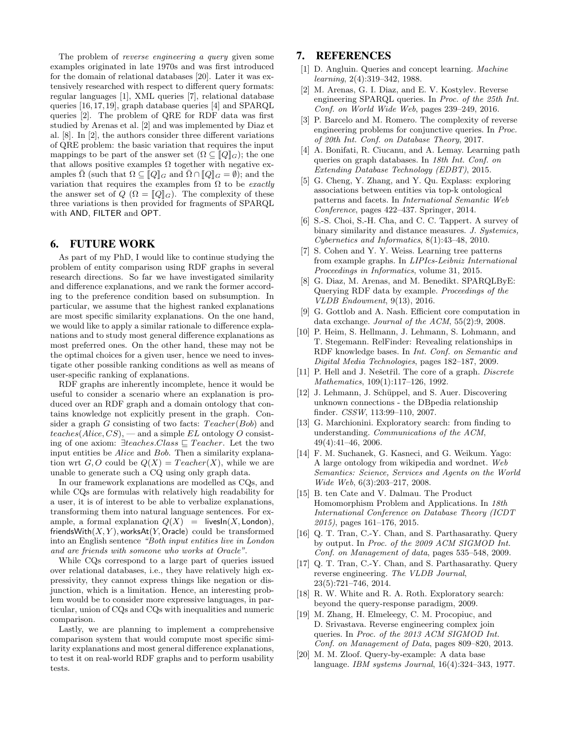The problem of *reverse engineering a query* given some examples originated in late 1970s and was first introduced for the domain of relational databases [20]. Later it was extensively researched with respect to different query formats: regular languages [1], XML queries [7], relational database queries [16, 17, 19], graph database queries [4] and SPARQL queries [2]. The problem of QRE for RDF data was first studied by Arenas et al. [2] and was implemented by Diaz et al. [8]. In [2], the authors consider three different variations of QRE problem: the basic variation that requires the input mappings to be part of the answer set ($\Omega \subseteq [\![Q]\!]_G$); the one that allows positive examples $\Omega$ together with negative examples $\bar{\Omega}$ (such that $\Omega \subseteq [\![Q]\!]_G$ and $\bar{\Omega} \cap [\![Q]\!]_G = \emptyset$); and the variation that requires the examples from $\Omega$ to be *exactly* the answer set of $Q$ ($\Omega = [\![Q]\!]_G$). The complexity of these three variations is then provided for fragments of SPARQL with AND, FILTER and OPT.

# 6. FUTURE WORK

As part of my PhD, I would like to continue studying the problem of entity comparison using RDF graphs in several research directions. So far we have investigated similarity and difference explanations, and we rank the former according to the preference condition based on subsumption. In particular, we assume that the highest ranked explanations are most specific similarity explanations. On the one hand, we would like to apply a similar rationale to difference explanations and to study most general difference explanations as most preferred ones. On the other hand, these may not be the optimal choices for a given user, hence we need to investigate other possible ranking conditions as well as means of user-specific ranking of explanations.

RDF graphs are inherently incomplete, hence it would be useful to consider a scenario where an explanation is produced over an RDF graph and a domain ontology that contains knowledge not explicitly present in the graph. Consider a graph $G$ consisting of two facts: $Teacher(Bob)$ and $teaches(Alice, CS)$, — and a simple $EL$ ontology $O$ consisting of one axiom: $\exists teaches.Class \sqsubseteq Teacher$. Let the two input entities be *Alice* and *Bob*. Then a similarity explanation wrt $G, O$ could be $Q(X) = Teacher(X)$, while we are unable to generate such a CQ using only graph data.

In our framework explanations are modelled as CQs, and while CQs are formulas with relatively high readability for a user, it is of interest to be able to verbalize explanations, transforming them into natural language sentences. For example, a formal explanation $Q(X) = \mathsf{livesIn}(X, \mathsf{London}), \mathsf{friendsWith}(X, Y), \mathsf{worksAt}(Y, \mathsf{Oracle})$ could be transformed into an English sentence *"Both input entities live in London and are friends with someone who works at Oracle"*.

While CQs correspond to a large part of queries issued over relational databases, i.e., they have relatively high expressivity, they cannot express things like negation or disjunction, which is a limitation. Hence, an interesting problem would be to consider more expressive languages, in particular, union of CQs and CQs with inequalities and numeric comparison.

Lastly, we are planning to implement a comprehensive comparison system that would compute most specific similarity explanations and most general difference explanations, to test it on real-world RDF graphs and to perform usability tests.

# 7. REFERENCES

[1] D. Angluin. Queries and concept learning. *Machine learning*, 2(4):319–342, 1988.

[2] M. Arenas, G. I. Diaz, and E. V. Kostylev. Reverse engineering SPARQL queries. In *Proc. of the 25th Int. Conf. on World Wide Web*, pages 239–249, 2016.

[3] P. Barcelo and M. Romero. The complexity of reverse engineering problems for conjunctive queries. In *Proc. of 20th Int. Conf. on Database Theory*, 2017.

[4] A. Bonifati, R. Ciucanu, and A. Lemay. Learning path queries on graph databases. In *18th Int. Conf. on Extending Database Technology (EDBT)*, 2015.

[5] G. Cheng, Y. Zhang, and Y. Qu. Explass: exploring associations between entities via top-k ontological patterns and facets. In *International Semantic Web Conference*, pages 422–437. Springer, 2014.

[6] S.-S. Choi, S.-H. Cha, and C. C. Tappert. A survey of binary similarity and distance measures. *J. Systemics, Cybernetics and Informatics*, 8(1):43–48, 2010.

[7] S. Cohen and Y. Y. Weiss. Learning tree patterns from example graphs. In *LIPIcs-Leibniz International Proceedings in Informatics*, volume 31, 2015.

[8] G. Diaz, M. Arenas, and M. Benedikt. SPARQLByE: Querying RDF data by example. *Proceedings of the VLDB Endowment*, 9(13), 2016.

[9] G. Gottlob and A. Nash. Efficient core computation in data exchange. *Journal of the ACM*, 55(2):9, 2008.

[10] P. Heim, S. Hellmann, J. Lehmann, S. Lohmann, and T. Stegemann. RelFinder: Revealing relationships in RDF knowledge bases. In *Int. Conf. on Semantic and Digital Media Technologies*, pages 182–187, 2009.

[11] P. Hell and J. Nešetřil. The core of a graph. *Discrete Mathematics*, 109(1):117–126, 1992.

[12] J. Lehmann, J. Schüppel, and S. Auer. Discovering unknown connections - the DBpedia relationship finder. *CSSW*, 113:99–110, 2007.

[13] G. Marchionini. Exploratory search: from finding to understanding. *Communications of the ACM*, 49(4):41–46, 2006.

[14] F. M. Suchanek, G. Kasneci, and G. Weikum. Yago: A large ontology from wikipedia and wordnet. *Web Semantics: Science, Services and Agents on the World Wide Web*, 6(3):203–217, 2008.

[15] B. ten Cate and V. Dalmau. The Product Homomorphism Problem and Applications. In *18th International Conference on Database Theory (ICDT 2015)*, pages 161–176, 2015.

[16] Q. T. Tran, C.-Y. Chan, and S. Parthasarathy. Query by output. In *Proc. of the 2009 ACM SIGMOD Int. Conf. on Management of data*, pages 535–548, 2009.

[17] Q. T. Tran, C.-Y. Chan, and S. Parthasarathy. Query reverse engineering. *The VLDB Journal*, 23(5):721–746, 2014.

[18] R. W. White and R. A. Roth. Exploratory search: beyond the query-response paradigm, 2009.

[19] M. Zhang, H. Elmeleegy, C. M. Procopiuc, and D. Srivastava. Reverse engineering complex join queries. In *Proc. of the 2013 ACM SIGMOD Int. Conf. on Management of Data*, pages 809–820, 2013.

[20] M. M. Zloof. Query-by-example: A data base language. *IBM systems Journal*, 16(4):324–343, 1977.